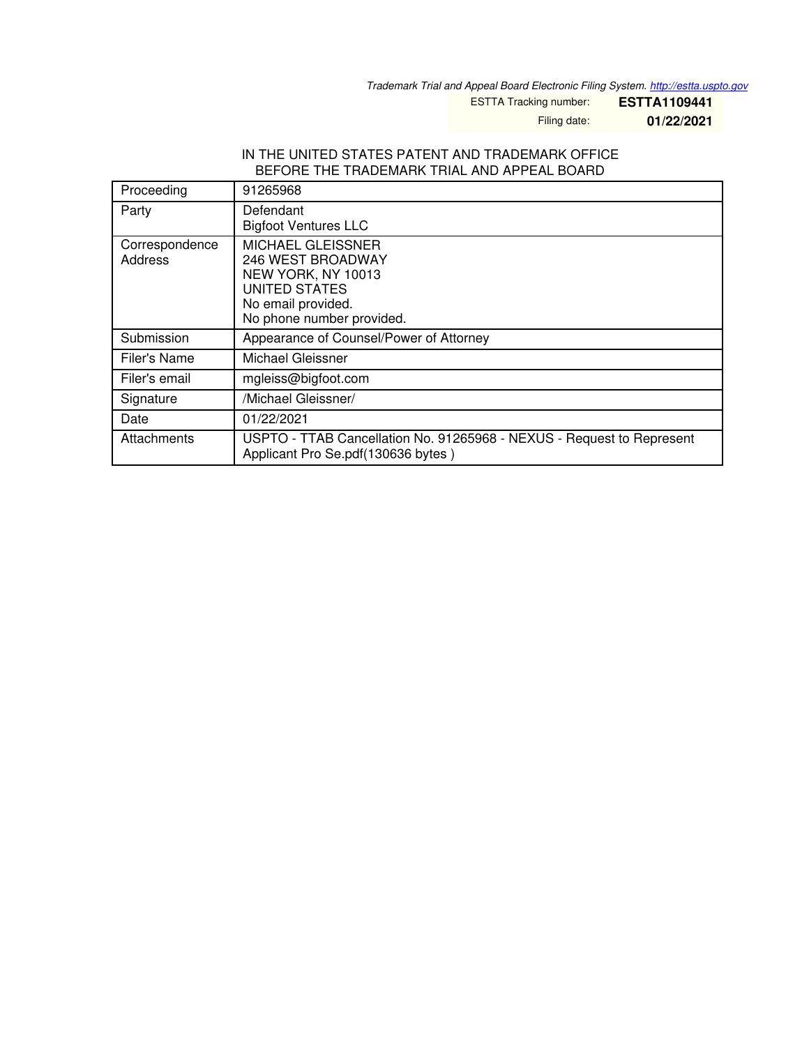*Trademark Trial and Appeal Board Electronic Filing System. http://estta.uspto.gov*

ESTTA Tracking number: **ESTTA1109441**

Filing date: **01/22/2021**

IN THE UNITED STATES PATENT AND TRADEMARK OFFICE
BEFORE THE TRADEMARK TRIAL AND APPEAL BOARD

| | |
|---|---|
| Proceeding | 91265968 |
| Party | Defendant<br>Bigfoot Ventures LLC |
| Correspondence Address | MICHAEL GLEISSNER<br>246 WEST BROADWAY<br>NEW YORK, NY 10013<br>UNITED STATES<br>No email provided.<br>No phone number provided. |
| Submission | Appearance of Counsel/Power of Attorney |
| Filer's Name | Michael Gleissner |
| Filer's email | mgleiss@bigfoot.com |
| Signature | /Michael Gleissner/ |
| Date | 01/22/2021 |
| Attachments | USPTO - TTAB Cancellation No. 91265968 - NEXUS - Request to Represent Applicant Pro Se.pdf(130636 bytes ) |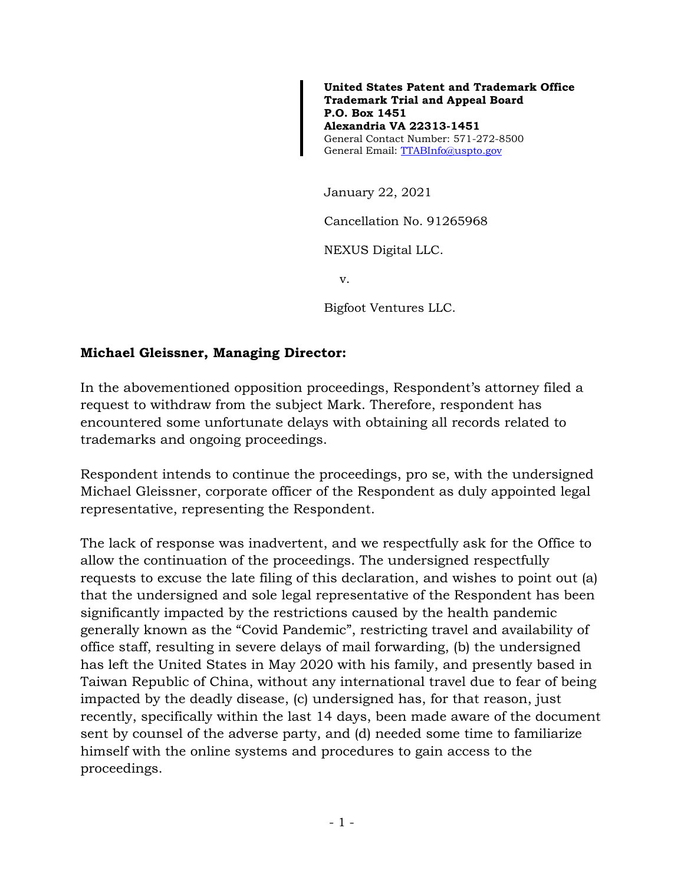**United States Patent and Trademark Office**
**Trademark Trial and Appeal Board**
**P.O. Box 1451**
**Alexandria VA 22313-1451**
General Contact Number: 571-272-8500
General Email: TTABInfo@uspto.gov

January 22, 2021

Cancellation No. 91265968

NEXUS Digital LLC.

v.

Bigfoot Ventures LLC.

**Michael Gleissner, Managing Director:**

In the abovementioned opposition proceedings, Respondent's attorney filed a request to withdraw from the subject Mark. Therefore, respondent has encountered some unfortunate delays with obtaining all records related to trademarks and ongoing proceedings.

Respondent intends to continue the proceedings, pro se, with the undersigned Michael Gleissner, corporate officer of the Respondent as duly appointed legal representative, representing the Respondent.

The lack of response was inadvertent, and we respectfully ask for the Office to allow the continuation of the proceedings. The undersigned respectfully requests to excuse the late filing of this declaration, and wishes to point out (a) that the undersigned and sole legal representative of the Respondent has been significantly impacted by the restrictions caused by the health pandemic generally known as the "Covid Pandemic", restricting travel and availability of office staff, resulting in severe delays of mail forwarding, (b) the undersigned has left the United States in May 2020 with his family, and presently based in Taiwan Republic of China, without any international travel due to fear of being impacted by the deadly disease, (c) undersigned has, for that reason, just recently, specifically within the last 14 days, been made aware of the document sent by counsel of the adverse party, and (d) needed some time to familiarize himself with the online systems and procedures to gain access to the proceedings.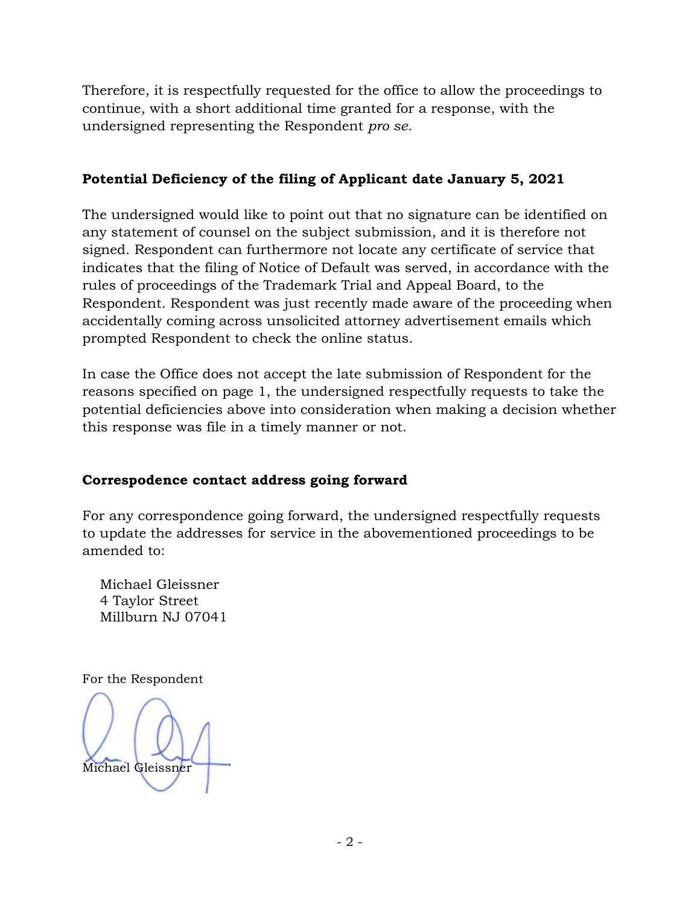Therefore, it is respectfully requested for the office to allow the proceedings to continue, with a short additional time granted for a response, with the undersigned representing the Respondent *pro se*.

**Potential Deficiency of the filing of Applicant date January 5, 2021**

The undersigned would like to point out that no signature can be identified on any statement of counsel on the subject submission, and it is therefore not signed. Respondent can furthermore not locate any certificate of service that indicates that the filing of Notice of Default was served, in accordance with the rules of proceedings of the Trademark Trial and Appeal Board, to the Respondent. Respondent was just recently made aware of the proceeding when accidentally coming across unsolicited attorney advertisement emails which prompted Respondent to check the online status.

In case the Office does not accept the late submission of Respondent for the reasons specified on page 1, the undersigned respectfully requests to take the potential deficiencies above into consideration when making a decision whether this response was file in a timely manner or not.

**Correspodence contact address going forward**

For any correspondence going forward, the undersigned respectfully requests to update the addresses for service in the abovementioned proceedings to be amended to:

Michael Gleissner
4 Taylor Street
Millburn NJ 07041

For the Respondent

Michael Gleissner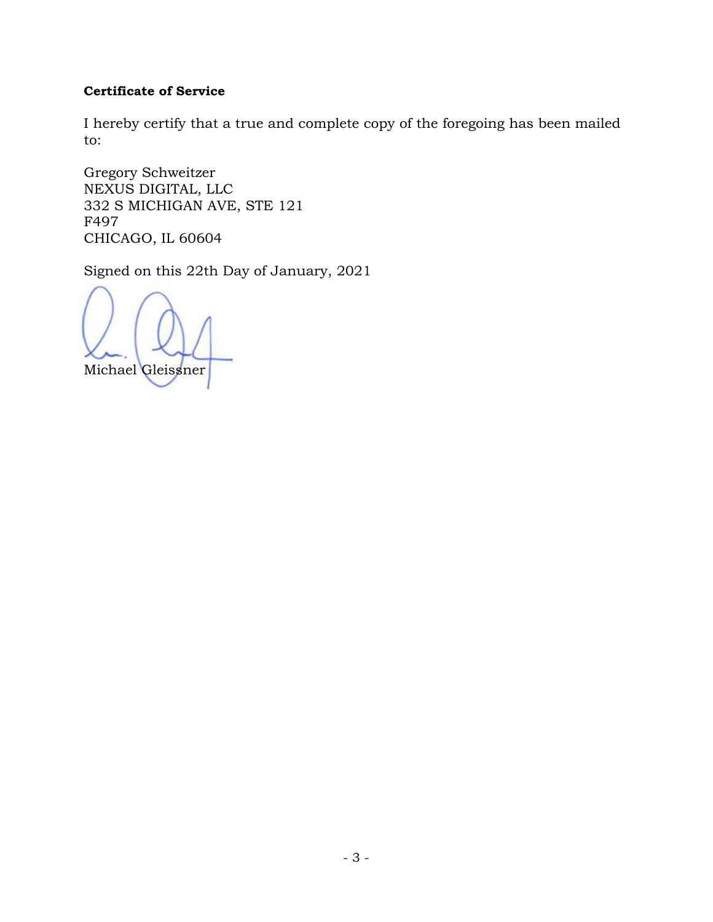**Certificate of Service**

I hereby certify that a true and complete copy of the foregoing has been mailed to:

Gregory Schweitzer
NEXUS DIGITAL, LLC
332 S MICHIGAN AVE, STE 121
F497
CHICAGO, IL 60604

Signed on this 22th Day of January, 2021

Michael Gleissner